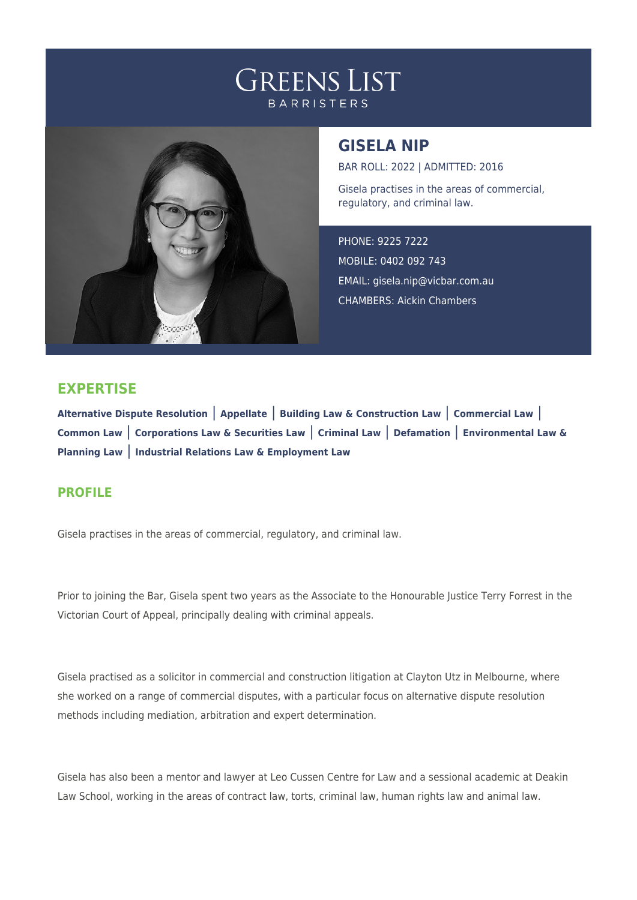# GREENS LIST

BARRISTERS

## GISELA NIP

BAR ROLL: 2022 | ADMITTED: 2016

Gisela practises in the areas of commercial, regulatory, and criminal law.

PHONE: 9225 7222

MOBILE: 0402 092 743

EMAIL: gisela.nip@vicbar.com.au

CHAMBERS: Aickin Chambers

## EXPERTISE

**Alternative Dispute Resolution** | **Appellate** | **Building Law & Construction Law** | **Commercial Law** | **Common Law** | **Corporations Law & Securities Law** | **Criminal Law** | **Defamation** | **Environmental Law & Planning Law** | **Industrial Relations Law & Employment Law**

## PROFILE

Gisela practises in the areas of commercial, regulatory, and criminal law.

Prior to joining the Bar, Gisela spent two years as the Associate to the Honourable Justice Terry Forrest in the Victorian Court of Appeal, principally dealing with criminal appeals.

Gisela practised as a solicitor in commercial and construction litigation at Clayton Utz in Melbourne, where she worked on a range of commercial disputes, with a particular focus on alternative dispute resolution methods including mediation, arbitration and expert determination.

Gisela has also been a mentor and lawyer at Leo Cussen Centre for Law and a sessional academic at Deakin Law School, working in the areas of contract law, torts, criminal law, human rights law and animal law.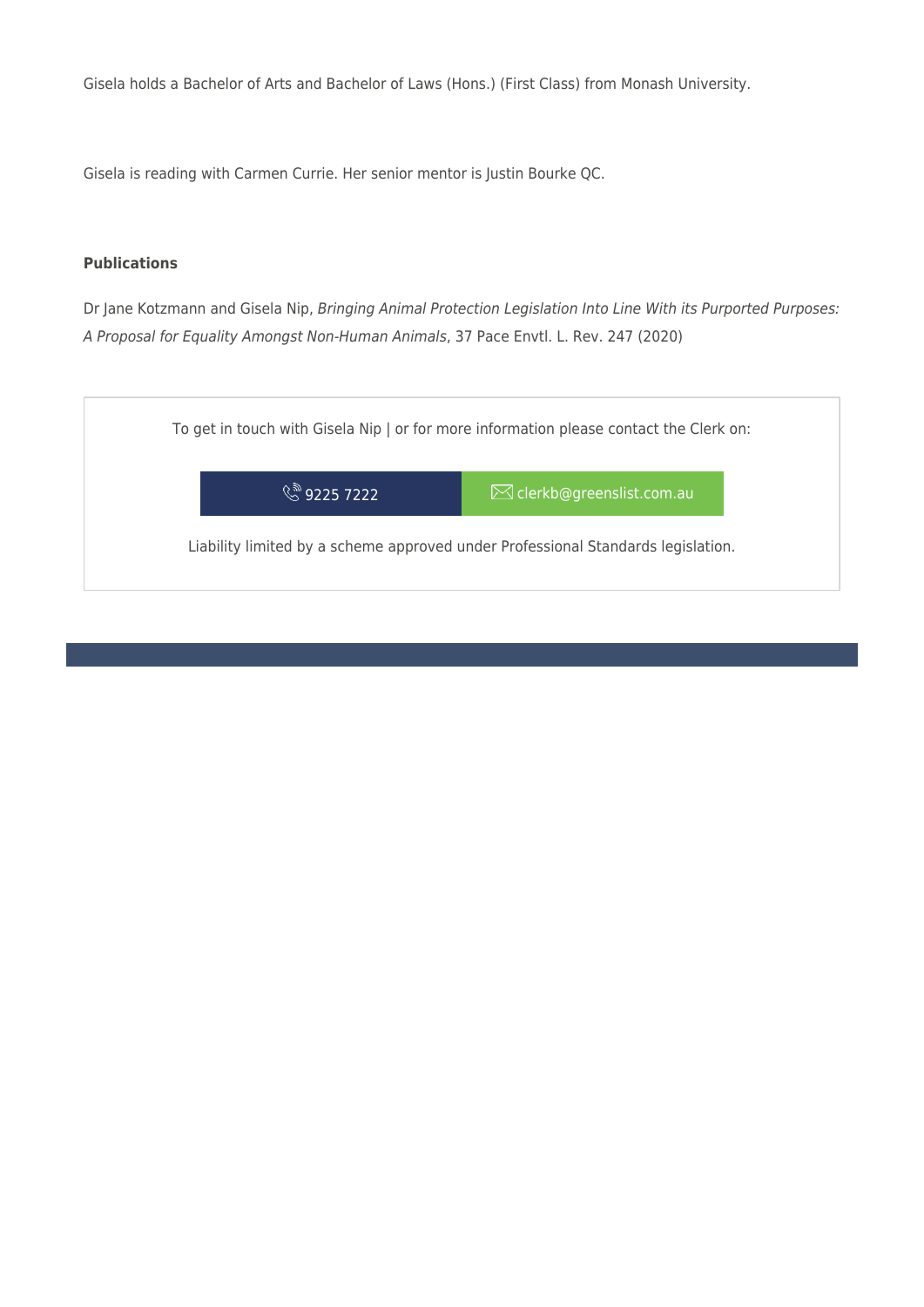Gisela holds a Bachelor of Arts and Bachelor of Laws (Hons.) (First Class) from Monash University.

Gisela is reading with Carmen Currie. Her senior mentor is Justin Bourke QC.

**Publications**

Dr Jane Kotzmann and Gisela Nip, *Bringing Animal Protection Legislation Into Line With its Purported Purposes: A Proposal for Equality Amongst Non-Human Animals*, 37 Pace Envtl. L. Rev. 247 (2020)

To get in touch with Gisela Nip | or for more information please contact the Clerk on:

9225 7222

clerkb@greenslist.com.au

Liability limited by a scheme approved under Professional Standards legislation.